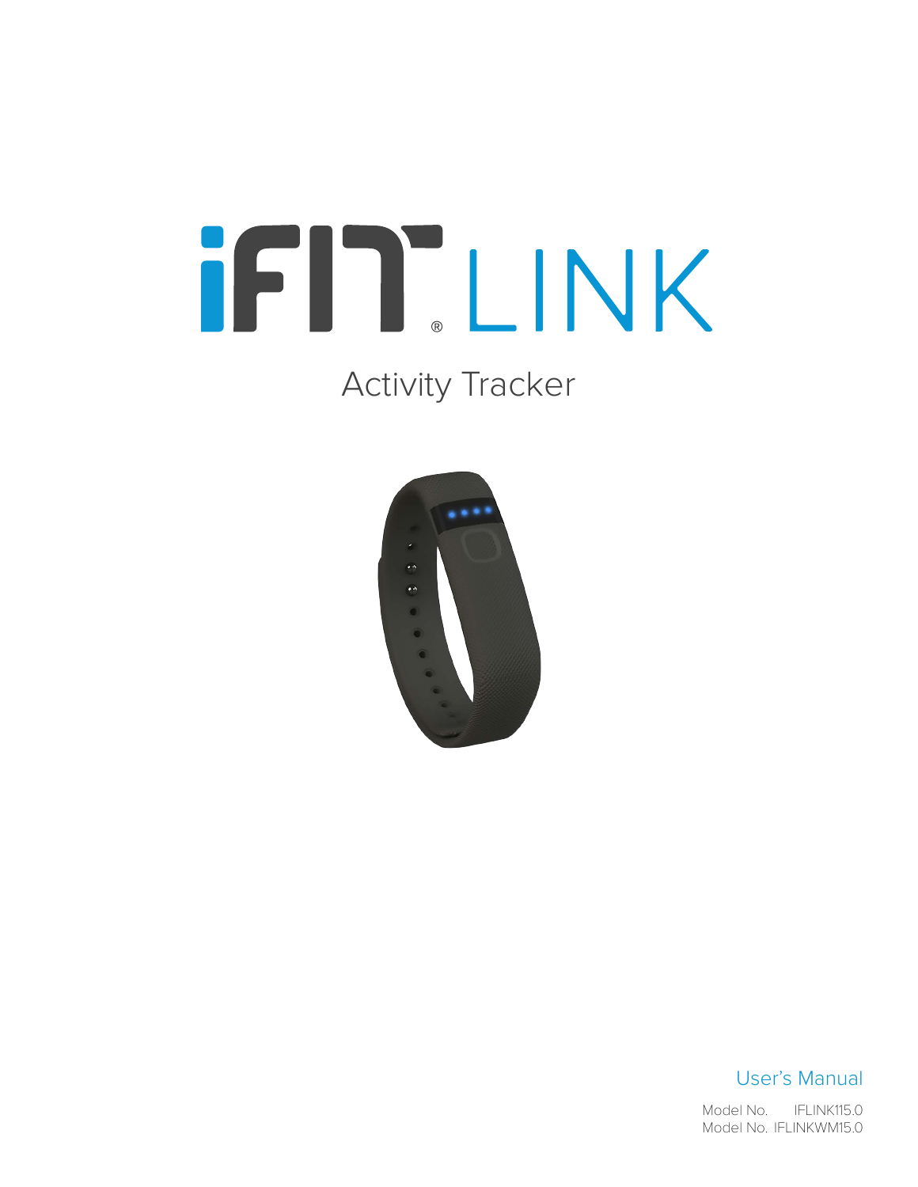# iFIT® LINK

## Activity Tracker

User's Manual

Model No. IFLINK115.0
Model No. IFLINKWM15.0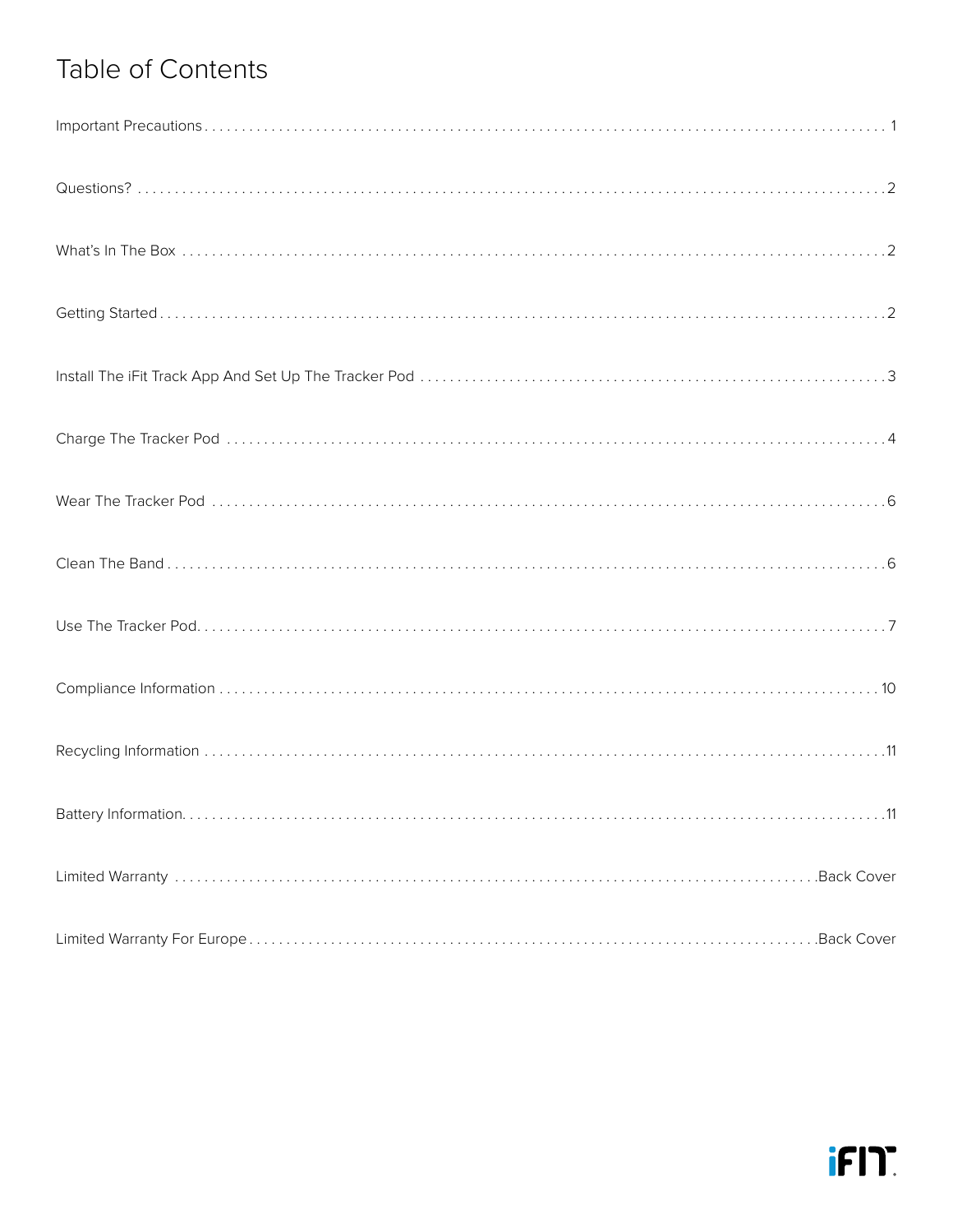# Table of Contents

| | |
|---|---|
| Important Precautions | 1 |
| Questions? | 2 |
| What's In The Box | 2 |
| Getting Started | 2 |
| Install The iFit Track App And Set Up The Tracker Pod | 3 |
| Charge The Tracker Pod | 4 |
| Wear The Tracker Pod | 6 |
| Clean The Band | 6 |
| Use The Tracker Pod | 7 |
| Compliance Information | 10 |
| Recycling Information | 11 |
| Battery Information | 11 |
| Limited Warranty | Back Cover |
| Limited Warranty For Europe | Back Cover |

iFIT.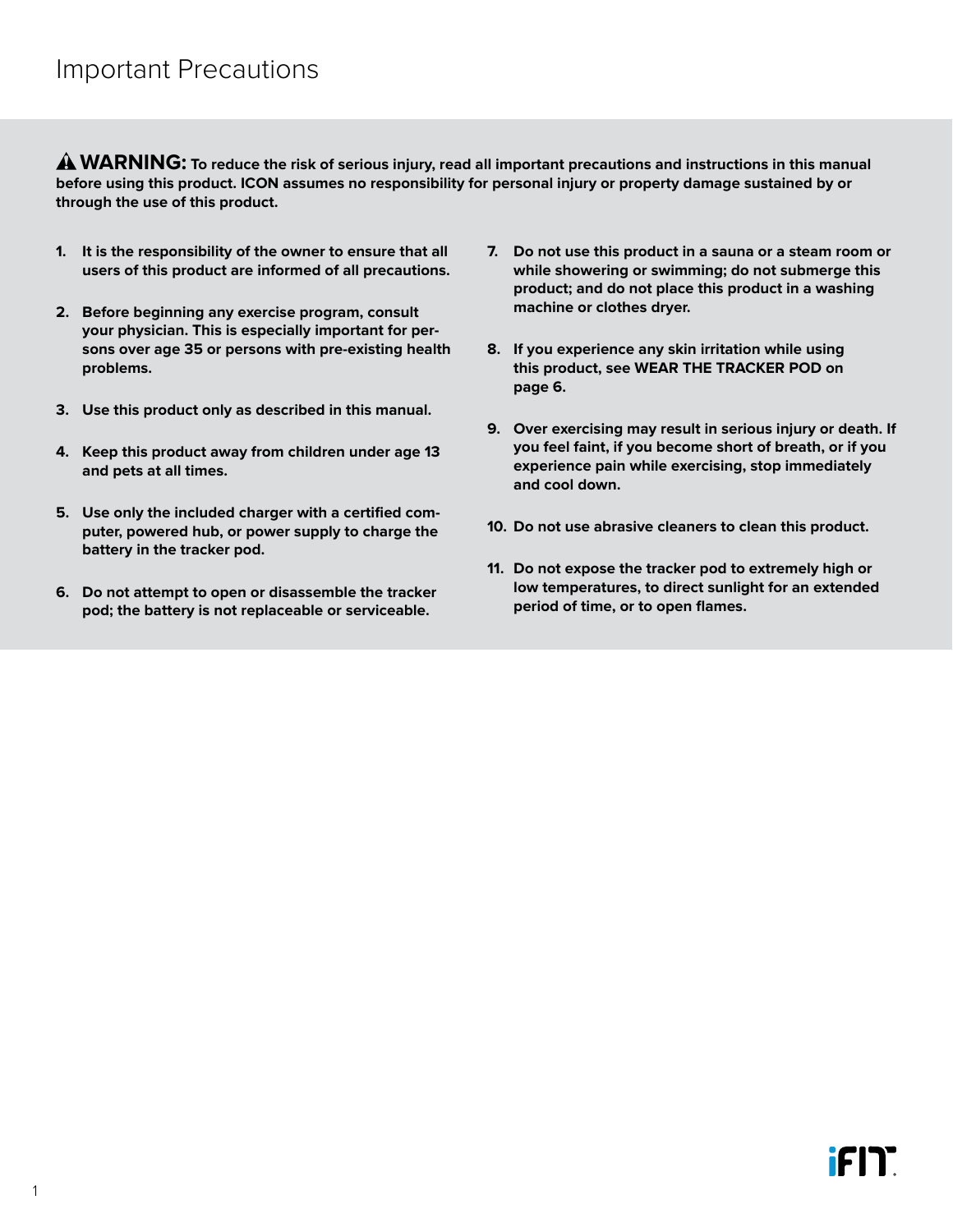# Important Precautions

⚠ **WARNING: To reduce the risk of serious injury, read all important precautions and instructions in this manual before using this product. ICON assumes no responsibility for personal injury or property damage sustained by or through the use of this product.**

1. **It is the responsibility of the owner to ensure that all users of this product are informed of all precautions.**
2. **Before beginning any exercise program, consult your physician. This is especially important for persons over age 35 or persons with pre-existing health problems.**
3. **Use this product only as described in this manual.**
4. **Keep this product away from children under age 13 and pets at all times.**
5. **Use only the included charger with a certified computer, powered hub, or power supply to charge the battery in the tracker pod.**
6. **Do not attempt to open or disassemble the tracker pod; the battery is not replaceable or serviceable.**
7. **Do not use this product in a sauna or a steam room or while showering or swimming; do not submerge this product; and do not place this product in a washing machine or clothes dryer.**
8. **If you experience any skin irritation while using this product, see WEAR THE TRACKER POD on page 6.**
9. **Over exercising may result in serious injury or death. If you feel faint, if you become short of breath, or if you experience pain while exercising, stop immediately and cool down.**
10. **Do not use abrasive cleaners to clean this product.**
11. **Do not expose the tracker pod to extremely high or low temperatures, to direct sunlight for an extended period of time, or to open flames.**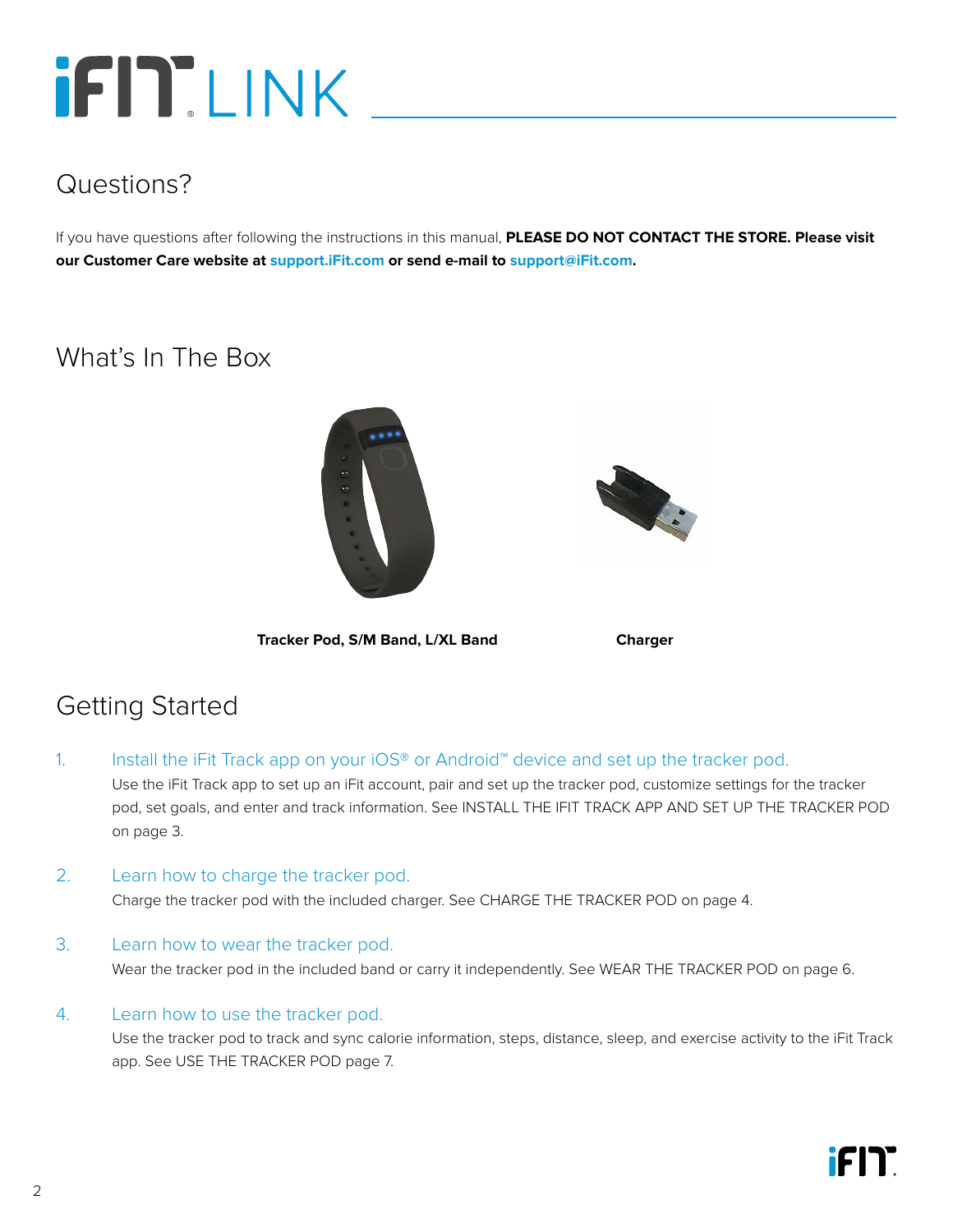# iFIT LINK

## Questions?

If you have questions after following the instructions in this manual, **PLEASE DO NOT CONTACT THE STORE. Please visit our Customer Care website at support.iFit.com or send e-mail to support@iFit.com.**

## What's In The Box

**Tracker Pod, S/M Band, L/XL Band**

**Charger**

## Getting Started

1. Install the iFit Track app on your iOS® or Android™ device and set up the tracker pod.
   Use the iFit Track app to set up an iFit account, pair and set up the tracker pod, customize settings for the tracker pod, set goals, and enter and track information. See INSTALL THE IFIT TRACK APP AND SET UP THE TRACKER POD on page 3.

2. Learn how to charge the tracker pod.
   Charge the tracker pod with the included charger. See CHARGE THE TRACKER POD on page 4.

3. Learn how to wear the tracker pod.
   Wear the tracker pod in the included band or carry it independently. See WEAR THE TRACKER POD on page 6.

4. Learn how to use the tracker pod.
   Use the tracker pod to track and sync calorie information, steps, distance, sleep, and exercise activity to the iFit Track app. See USE THE TRACKER POD page 7.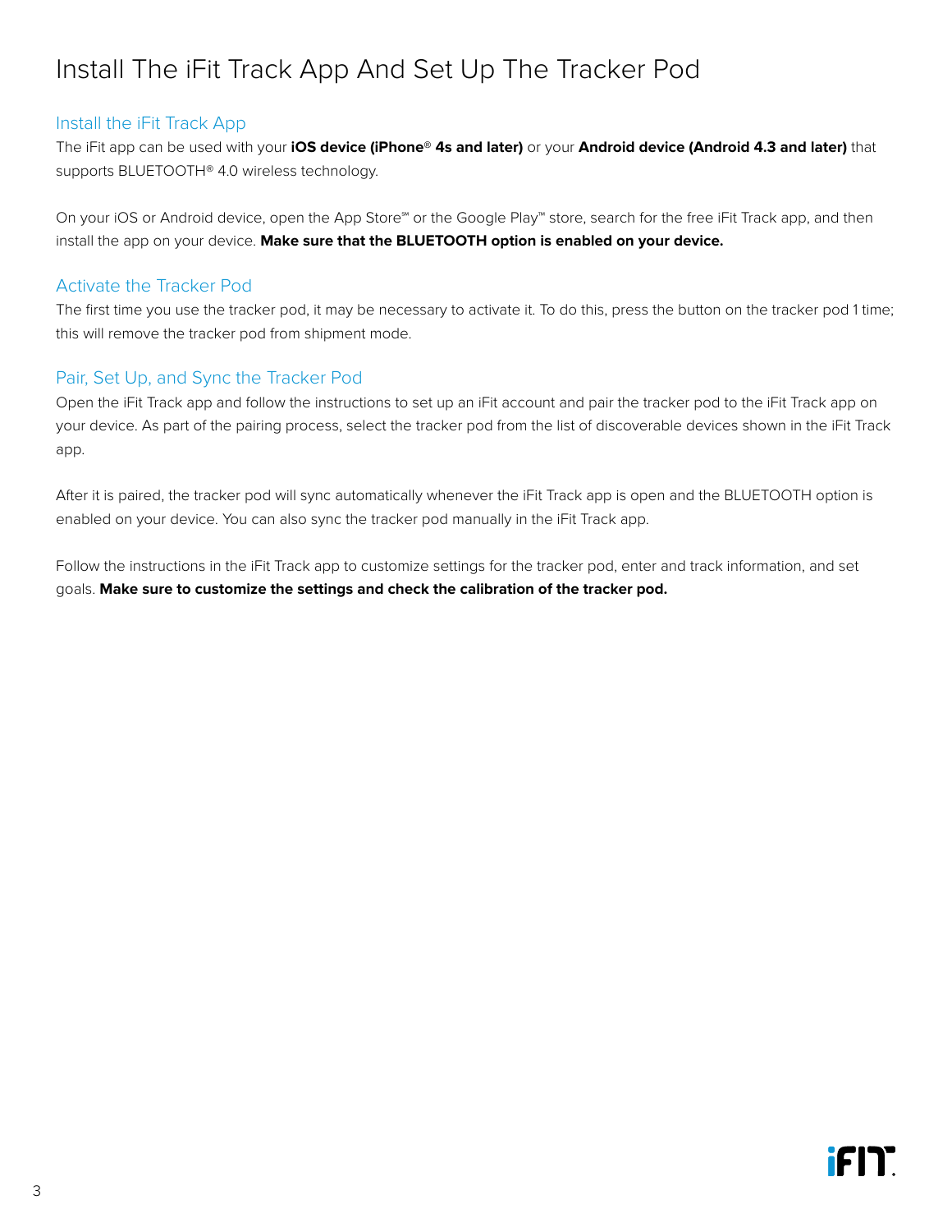# Install The iFit Track App And Set Up The Tracker Pod

## Install the iFit Track App

The iFit app can be used with your **iOS device (iPhone® 4s and later)** or your **Android device (Android 4.3 and later)** that supports BLUETOOTH® 4.0 wireless technology.

On your iOS or Android device, open the App Store℠ or the Google Play™ store, search for the free iFit Track app, and then install the app on your device. **Make sure that the BLUETOOTH option is enabled on your device.**

## Activate the Tracker Pod

The first time you use the tracker pod, it may be necessary to activate it. To do this, press the button on the tracker pod 1 time; this will remove the tracker pod from shipment mode.

## Pair, Set Up, and Sync the Tracker Pod

Open the iFit Track app and follow the instructions to set up an iFit account and pair the tracker pod to the iFit Track app on your device. As part of the pairing process, select the tracker pod from the list of discoverable devices shown in the iFit Track app.

After it is paired, the tracker pod will sync automatically whenever the iFit Track app is open and the BLUETOOTH option is enabled on your device. You can also sync the tracker pod manually in the iFit Track app.

Follow the instructions in the iFit Track app to customize settings for the tracker pod, enter and track information, and set goals. **Make sure to customize the settings and check the calibration of the tracker pod.**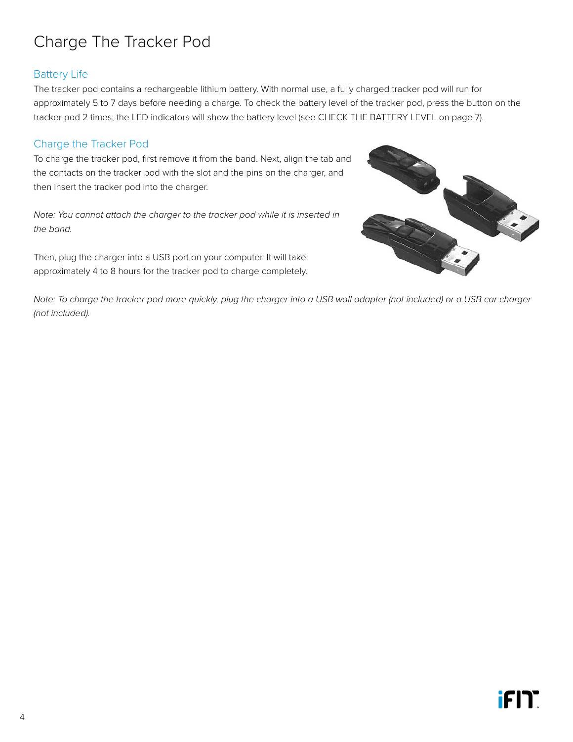# Charge The Tracker Pod

## Battery Life

The tracker pod contains a rechargeable lithium battery. With normal use, a fully charged tracker pod will run for approximately 5 to 7 days before needing a charge. To check the battery level of the tracker pod, press the button on the tracker pod 2 times; the LED indicators will show the battery level (see CHECK THE BATTERY LEVEL on page 7).

## Charge the Tracker Pod

To charge the tracker pod, first remove it from the band. Next, align the tab and the contacts on the tracker pod with the slot and the pins on the charger, and then insert the tracker pod into the charger.

*Note: You cannot attach the charger to the tracker pod while it is inserted in the band.*

Then, plug the charger into a USB port on your computer. It will take approximately 4 to 8 hours for the tracker pod to charge completely.

*Note: To charge the tracker pod more quickly, plug the charger into a USB wall adapter (not included) or a USB car charger (not included).*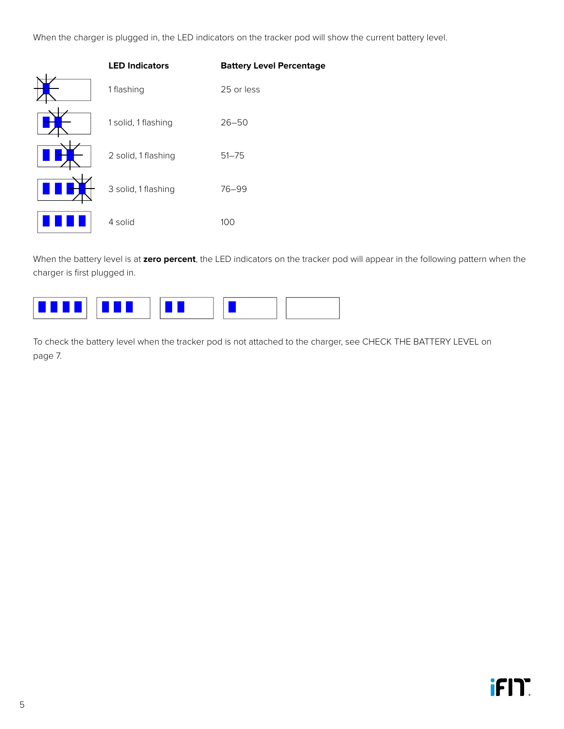When the charger is plugged in, the LED indicators on the tracker pod will show the current battery level.

| LED Indicators | Battery Level Percentage |
| --- | --- |
| 1 flashing | 25 or less |
| 1 solid, 1 flashing | 26–50 |
| 2 solid, 1 flashing | 51–75 |
| 3 solid, 1 flashing | 76–99 |
| 4 solid | 100 |

When the battery level is at **zero percent**, the LED indicators on the tracker pod will appear in the following pattern when the charger is first plugged in.

To check the battery level when the tracker pod is not attached to the charger, see CHECK THE BATTERY LEVEL on page 7.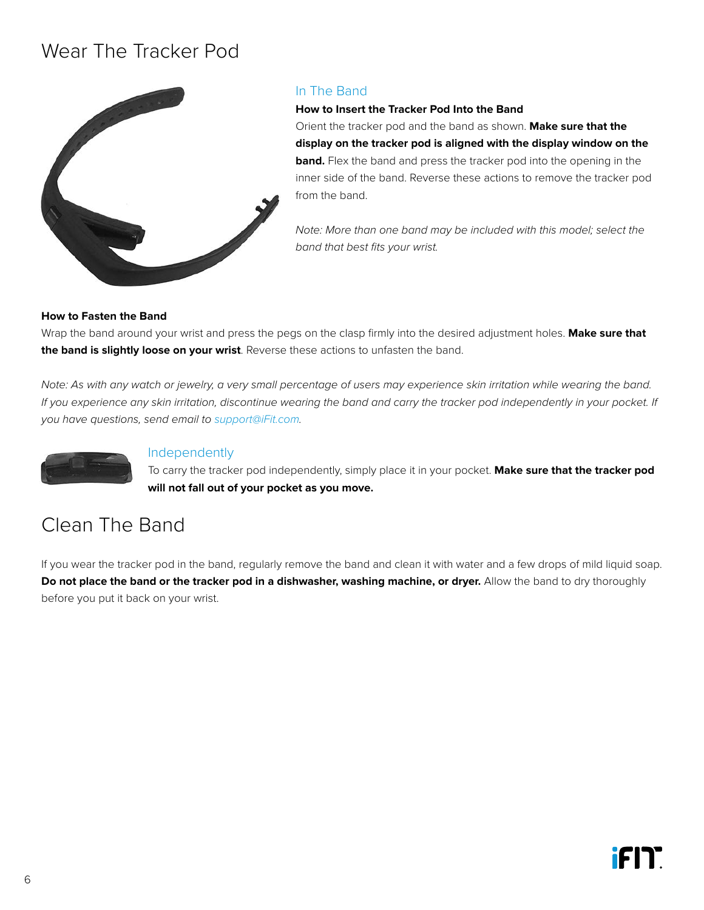# Wear The Tracker Pod

## In The Band

**How to Insert the Tracker Pod Into the Band**

Orient the tracker pod and the band as shown. **Make sure that the display on the tracker pod is aligned with the display window on the band.** Flex the band and press the tracker pod into the opening in the inner side of the band. Reverse these actions to remove the tracker pod from the band.

*Note: More than one band may be included with this model; select the band that best fits your wrist.*

**How to Fasten the Band**

Wrap the band around your wrist and press the pegs on the clasp firmly into the desired adjustment holes. **Make sure that the band is slightly loose on your wrist**. Reverse these actions to unfasten the band.

*Note: As with any watch or jewelry, a very small percentage of users may experience skin irritation while wearing the band. If you experience any skin irritation, discontinue wearing the band and carry the tracker pod independently in your pocket. If you have questions, send email to support@iFit.com.*

## Independently

To carry the tracker pod independently, simply place it in your pocket. **Make sure that the tracker pod will not fall out of your pocket as you move.**

# Clean The Band

If you wear the tracker pod in the band, regularly remove the band and clean it with water and a few drops of mild liquid soap. **Do not place the band or the tracker pod in a dishwasher, washing machine, or dryer.** Allow the band to dry thoroughly before you put it back on your wrist.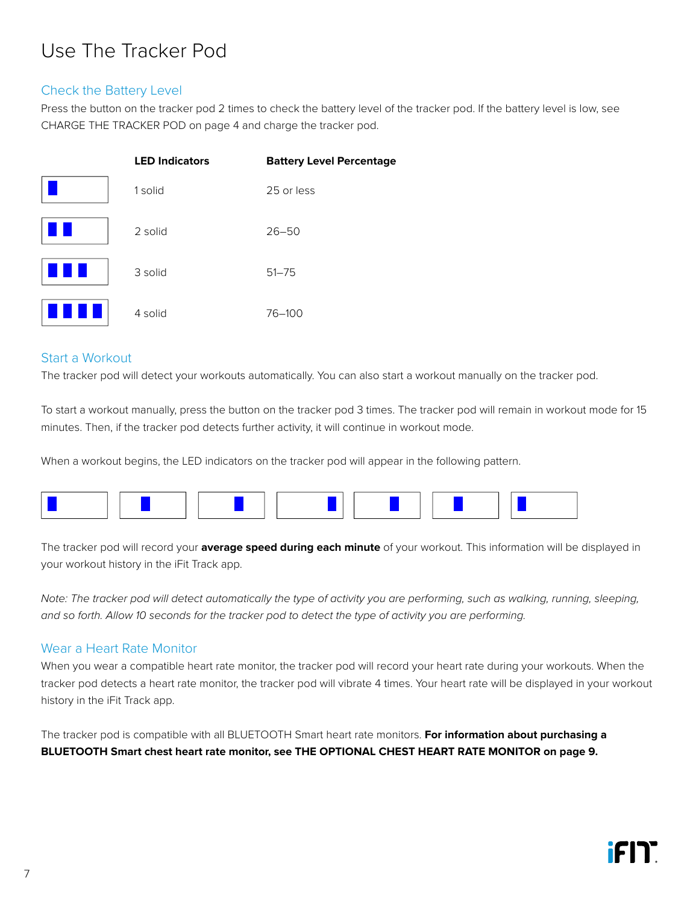# Use The Tracker Pod

## Check the Battery Level

Press the button on the tracker pod 2 times to check the battery level of the tracker pod. If the battery level is low, see CHARGE THE TRACKER POD on page 4 and charge the tracker pod.

| LED Indicators | Battery Level Percentage |
|---|---|
| 1 solid | 25 or less |
| 2 solid | 26–50 |
| 3 solid | 51–75 |
| 4 solid | 76–100 |

## Start a Workout

The tracker pod will detect your workouts automatically. You can also start a workout manually on the tracker pod.

To start a workout manually, press the button on the tracker pod 3 times. The tracker pod will remain in workout mode for 15 minutes. Then, if the tracker pod detects further activity, it will continue in workout mode.

When a workout begins, the LED indicators on the tracker pod will appear in the following pattern.

The tracker pod will record your **average speed during each minute** of your workout. This information will be displayed in your workout history in the iFit Track app.

*Note: The tracker pod will detect automatically the type of activity you are performing, such as walking, running, sleeping, and so forth. Allow 10 seconds for the tracker pod to detect the type of activity you are performing.*

## Wear a Heart Rate Monitor

When you wear a compatible heart rate monitor, the tracker pod will record your heart rate during your workouts. When the tracker pod detects a heart rate monitor, the tracker pod will vibrate 4 times. Your heart rate will be displayed in your workout history in the iFit Track app.

The tracker pod is compatible with all BLUETOOTH Smart heart rate monitors. **For information about purchasing a BLUETOOTH Smart chest heart rate monitor, see THE OPTIONAL CHEST HEART RATE MONITOR on page 9.**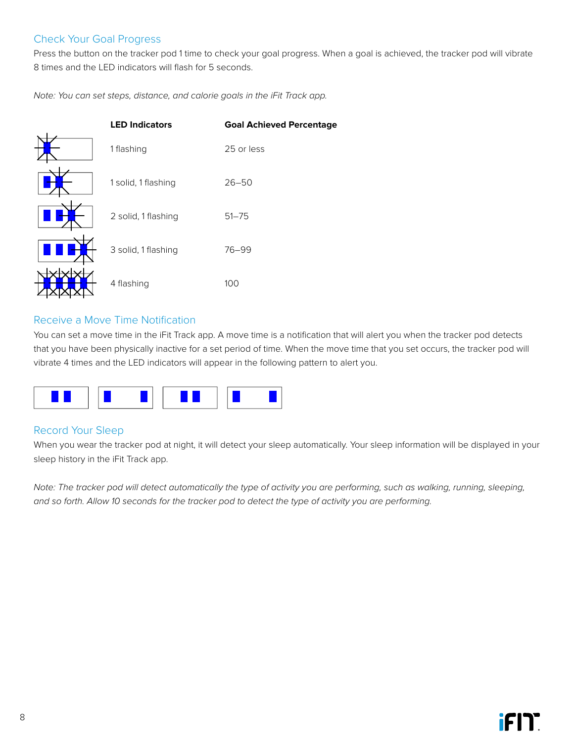## Check Your Goal Progress

Press the button on the tracker pod 1 time to check your goal progress. When a goal is achieved, the tracker pod will vibrate 8 times and the LED indicators will flash for 5 seconds.

*Note: You can set steps, distance, and calorie goals in the iFit Track app.*

| | LED Indicators | Goal Achieved Percentage |
|---|---|---|
| | 1 flashing | 25 or less |
| | 1 solid, 1 flashing | 26–50 |
| | 2 solid, 1 flashing | 51–75 |
| | 3 solid, 1 flashing | 76–99 |
| | 4 flashing | 100 |

## Receive a Move Time Notification

You can set a move time in the iFit Track app. A move time is a notification that will alert you when the tracker pod detects that you have been physically inactive for a set period of time. When the move time that you set occurs, the tracker pod will vibrate 4 times and the LED indicators will appear in the following pattern to alert you.

## Record Your Sleep

When you wear the tracker pod at night, it will detect your sleep automatically. Your sleep information will be displayed in your sleep history in the iFit Track app.

*Note: The tracker pod will detect automatically the type of activity you are performing, such as walking, running, sleeping, and so forth. Allow 10 seconds for the tracker pod to detect the type of activity you are performing.*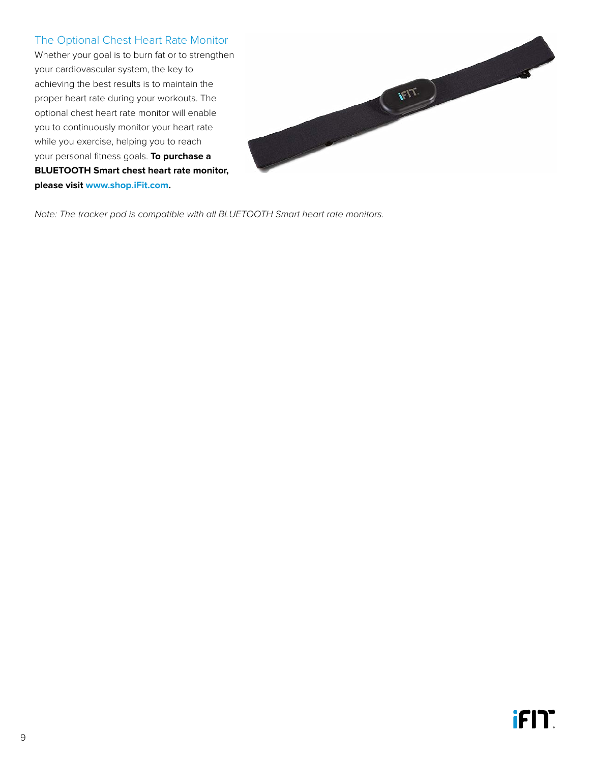## The Optional Chest Heart Rate Monitor

Whether your goal is to burn fat or to strengthen your cardiovascular system, the key to achieving the best results is to maintain the proper heart rate during your workouts. The optional chest heart rate monitor will enable you to continuously monitor your heart rate while you exercise, helping you to reach your personal fitness goals. **To purchase a BLUETOOTH Smart chest heart rate monitor, please visit www.shop.iFit.com.**

*Note: The tracker pod is compatible with all BLUETOOTH Smart heart rate monitors.*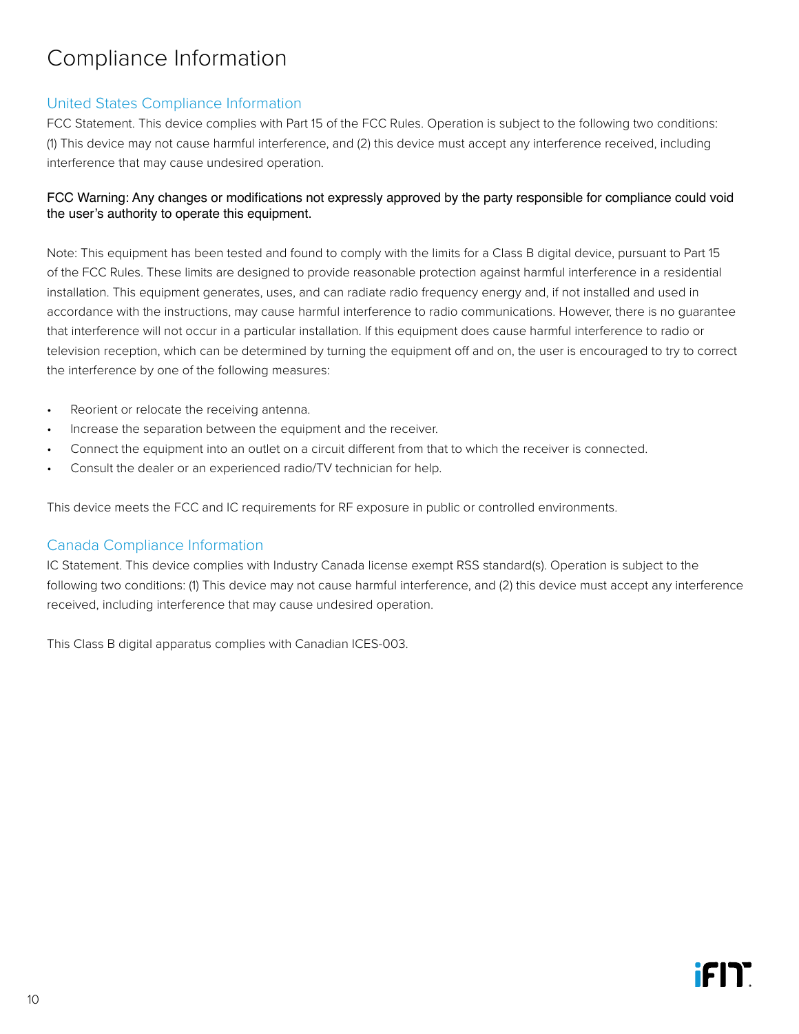# Compliance Information

## United States Compliance Information

FCC Statement. This device complies with Part 15 of the FCC Rules. Operation is subject to the following two conditions: (1) This device may not cause harmful interference, and (2) this device must accept any interference received, including interference that may cause undesired operation.

FCC Warning: Any changes or modifications not expressly approved by the party responsible for compliance could void the user's authority to operate this equipment.

Note: This equipment has been tested and found to comply with the limits for a Class B digital device, pursuant to Part 15 of the FCC Rules. These limits are designed to provide reasonable protection against harmful interference in a residential installation. This equipment generates, uses, and can radiate radio frequency energy and, if not installed and used in accordance with the instructions, may cause harmful interference to radio communications. However, there is no guarantee that interference will not occur in a particular installation. If this equipment does cause harmful interference to radio or television reception, which can be determined by turning the equipment off and on, the user is encouraged to try to correct the interference by one of the following measures:

- Reorient or relocate the receiving antenna.
- Increase the separation between the equipment and the receiver.
- Connect the equipment into an outlet on a circuit different from that to which the receiver is connected.
- Consult the dealer or an experienced radio/TV technician for help.

This device meets the FCC and IC requirements for RF exposure in public or controlled environments.

## Canada Compliance Information

IC Statement. This device complies with Industry Canada license exempt RSS standard(s). Operation is subject to the following two conditions: (1) This device may not cause harmful interference, and (2) this device must accept any interference received, including interference that may cause undesired operation.

This Class B digital apparatus complies with Canadian ICES-003.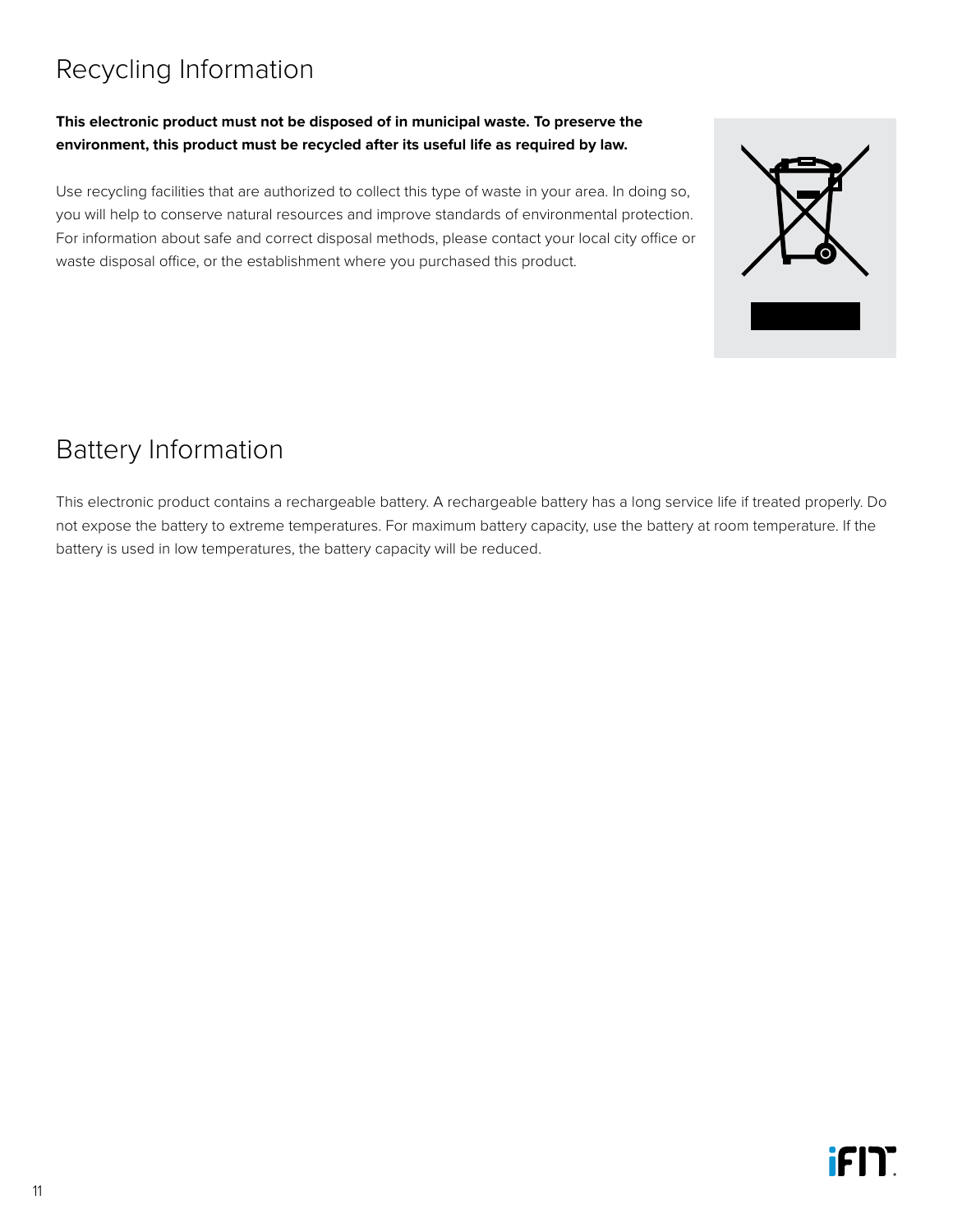## Recycling Information

**This electronic product must not be disposed of in municipal waste. To preserve the environment, this product must be recycled after its useful life as required by law.**

Use recycling facilities that are authorized to collect this type of waste in your area. In doing so, you will help to conserve natural resources and improve standards of environmental protection. For information about safe and correct disposal methods, please contact your local city office or waste disposal office, or the establishment where you purchased this product.

## Battery Information

This electronic product contains a rechargeable battery. A rechargeable battery has a long service life if treated properly. Do not expose the battery to extreme temperatures. For maximum battery capacity, use the battery at room temperature. If the battery is used in low temperatures, the battery capacity will be reduced.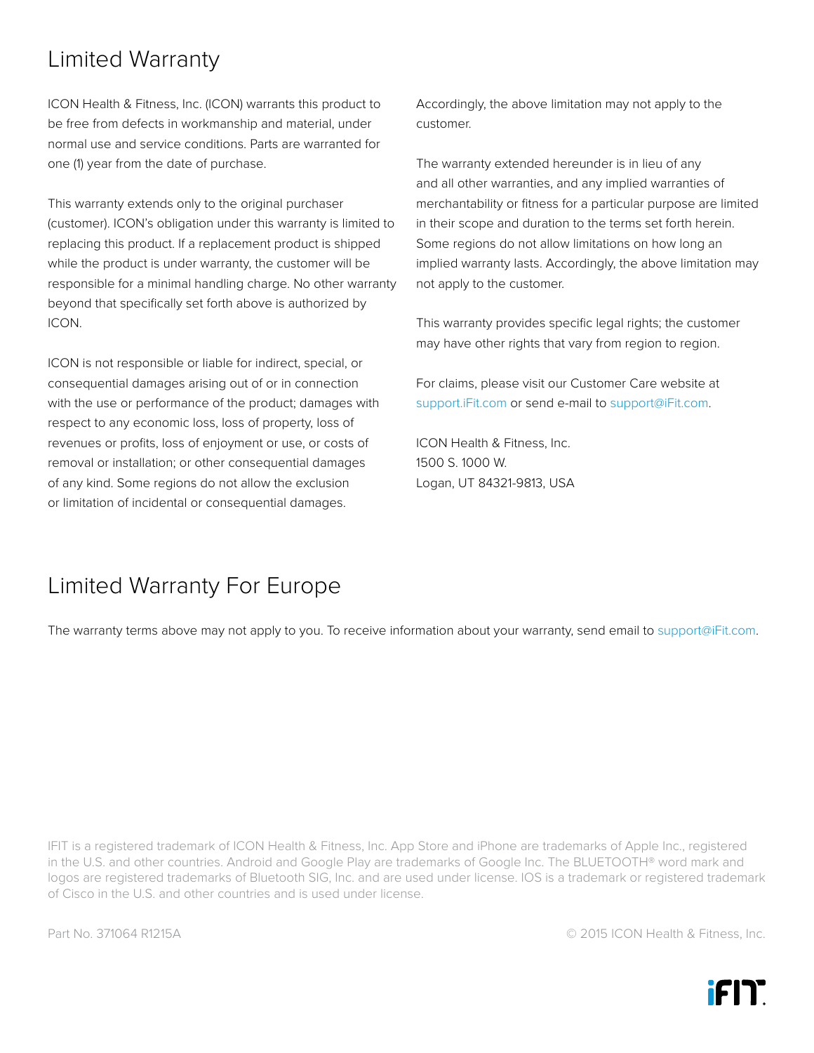# Limited Warranty

ICON Health & Fitness, Inc. (ICON) warrants this product to be free from defects in workmanship and material, under normal use and service conditions. Parts are warranted for one (1) year from the date of purchase.

This warranty extends only to the original purchaser (customer). ICON's obligation under this warranty is limited to replacing this product. If a replacement product is shipped while the product is under warranty, the customer will be responsible for a minimal handling charge. No other warranty beyond that specifically set forth above is authorized by ICON.

ICON is not responsible or liable for indirect, special, or consequential damages arising out of or in connection with the use or performance of the product; damages with respect to any economic loss, loss of property, loss of revenues or profits, loss of enjoyment or use, or costs of removal or installation; or other consequential damages of any kind. Some regions do not allow the exclusion or limitation of incidental or consequential damages. Accordingly, the above limitation may not apply to the customer.

The warranty extended hereunder is in lieu of any and all other warranties, and any implied warranties of merchantability or fitness for a particular purpose are limited in their scope and duration to the terms set forth herein. Some regions do not allow limitations on how long an implied warranty lasts. Accordingly, the above limitation may not apply to the customer.

This warranty provides specific legal rights; the customer may have other rights that vary from region to region.

For claims, please visit our Customer Care website at support.iFit.com or send e-mail to support@iFit.com.

ICON Health & Fitness, Inc.
1500 S. 1000 W.
Logan, UT 84321-9813, USA

# Limited Warranty For Europe

The warranty terms above may not apply to you. To receive information about your warranty, send email to support@iFit.com.

IFIT is a registered trademark of ICON Health & Fitness, Inc. App Store and iPhone are trademarks of Apple Inc., registered in the U.S. and other countries. Android and Google Play are trademarks of Google Inc. The BLUETOOTH® word mark and logos are registered trademarks of Bluetooth SIG, Inc. and are used under license. IOS is a trademark or registered trademark of Cisco in the U.S. and other countries and is used under license.

Part No. 371064 R1215A

© 2015 ICON Health & Fitness, Inc.

iFIT.